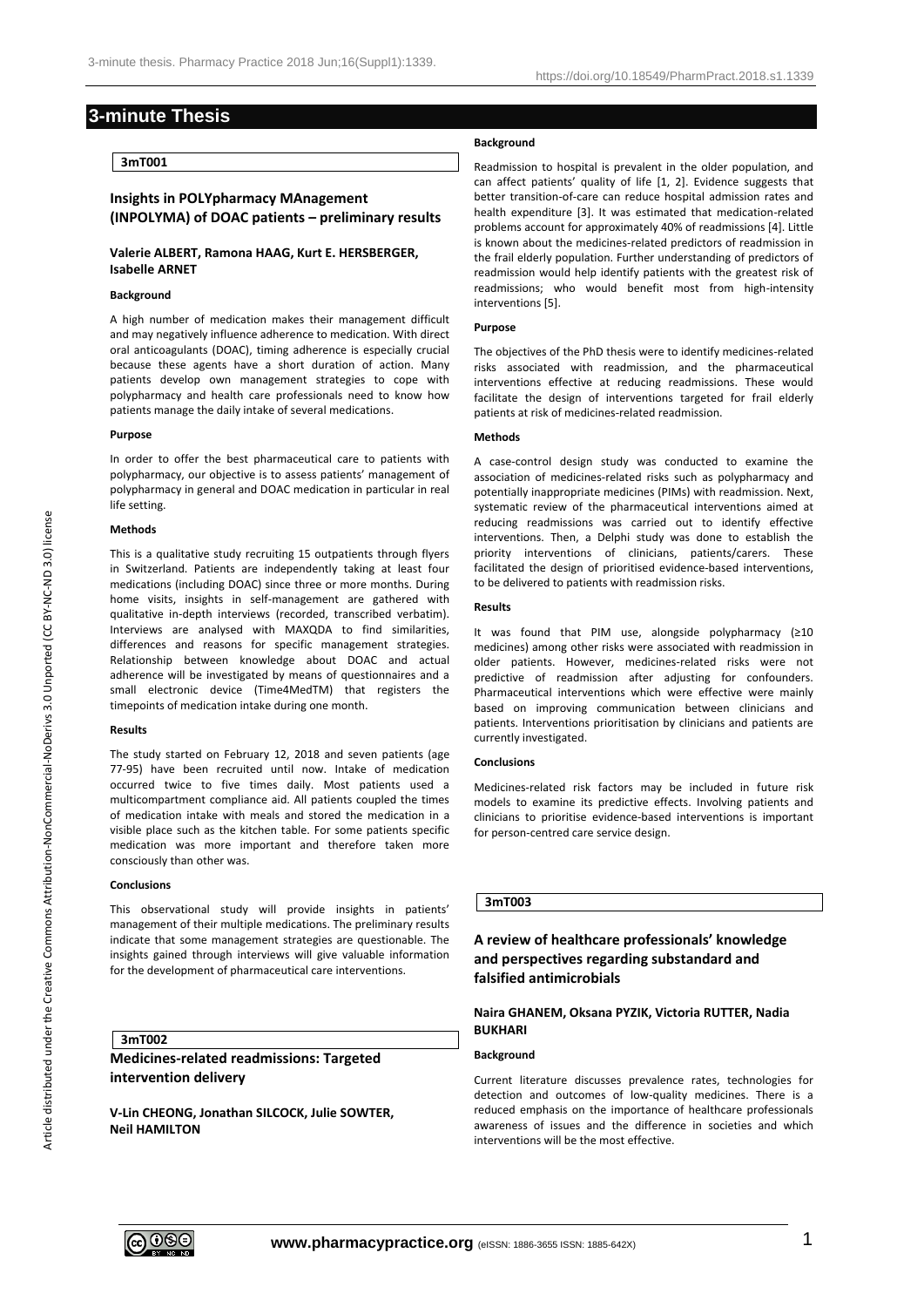# 3-minute Thesis

## 3mT001

### Insights in POLYpharmacy MAnagement (INPOLYMA) of DOAC patients – preliminary results

**Valerie ALBERT, Ramona HAAG, Kurt E. HERSBERGER, Isabelle ARNET**

**Background**

A high number of medication makes their management difficult and may negatively influence adherence to medication. With direct oral anticoagulants (DOAC), timing adherence is especially crucial because these agents have a short duration of action. Many patients develop own management strategies to cope with polypharmacy and health care professionals need to know how patients manage the daily intake of several medications.

**Purpose**

In order to offer the best pharmaceutical care to patients with polypharmacy, our objective is to assess patients' management of polypharmacy in general and DOAC medication in particular in real life setting.

**Methods**

This is a qualitative study recruiting 15 outpatients through flyers in Switzerland. Patients are independently taking at least four medications (including DOAC) since three or more months. During home visits, insights in self-management are gathered with qualitative in-depth interviews (recorded, transcribed verbatim). Interviews are analysed with MAXQDA to find similarities, differences and reasons for specific management strategies. Relationship between knowledge about DOAC and actual adherence will be investigated by means of questionnaires and a small electronic device (Time4MedTM) that registers the timepoints of medication intake during one month.

**Results**

The study started on February 12, 2018 and seven patients (age 77-95) have been recruited until now. Intake of medication occurred twice to five times daily. Most patients used a multicompartment compliance aid. All patients coupled the times of medication intake with meals and stored the medication in a visible place such as the kitchen table. For some patients specific medication was more important and therefore taken more consciously than other was.

**Conclusions**

This observational study will provide insights in patients' management of their multiple medications. The preliminary results indicate that some management strategies are questionable. The insights gained through interviews will give valuable information for the development of pharmaceutical care interventions.

## 3mT002

### Medicines-related readmissions: Targeted intervention delivery

**V-Lin CHEONG, Jonathan SILCOCK, Julie SOWTER, Neil HAMILTON**

**Background**

Readmission to hospital is prevalent in the older population, and can affect patients' quality of life [1, 2]. Evidence suggests that better transition-of-care can reduce hospital admission rates and health expenditure [3]. It was estimated that medication-related problems account for approximately 40% of readmissions [4]. Little is known about the medicines-related predictors of readmission in the frail elderly population. Further understanding of predictors of readmission would help identify patients with the greatest risk of readmissions; who would benefit most from high-intensity interventions [5].

**Purpose**

The objectives of the PhD thesis were to identify medicines-related risks associated with readmission, and the pharmaceutical interventions effective at reducing readmissions. These would facilitate the design of interventions targeted for frail elderly patients at risk of medicines-related readmission.

**Methods**

A case-control design study was conducted to examine the association of medicines-related risks such as polypharmacy and potentially inappropriate medicines (PIMs) with readmission. Next, systematic review of the pharmaceutical interventions aimed at reducing readmissions was carried out to identify effective interventions. Then, a Delphi study was done to establish the priority interventions of clinicians, patients/carers. These facilitated the design of prioritised evidence-based interventions, to be delivered to patients with readmission risks.

**Results**

It was found that PIM use, alongside polypharmacy (≥10 medicines) among other risks were associated with readmission in older patients. However, medicines-related risks were not predictive of readmission after adjusting for confounders. Pharmaceutical interventions which were effective were mainly based on improving communication between clinicians and patients. Interventions prioritisation by clinicians and patients are currently investigated.

**Conclusions**

Medicines-related risk factors may be included in future risk models to examine its predictive effects. Involving patients and clinicians to prioritise evidence-based interventions is important for person-centred care service design.

## 3mT003

### A review of healthcare professionals' knowledge and perspectives regarding substandard and falsified antimicrobials

**Naira GHANEM, Oksana PYZIK, Victoria RUTTER, Nadia BUKHARI**

**Background**

Current literature discusses prevalence rates, technologies for detection and outcomes of low-quality medicines. There is a reduced emphasis on the importance of healthcare professionals awareness of issues and the difference in societies and which interventions will be the most effective.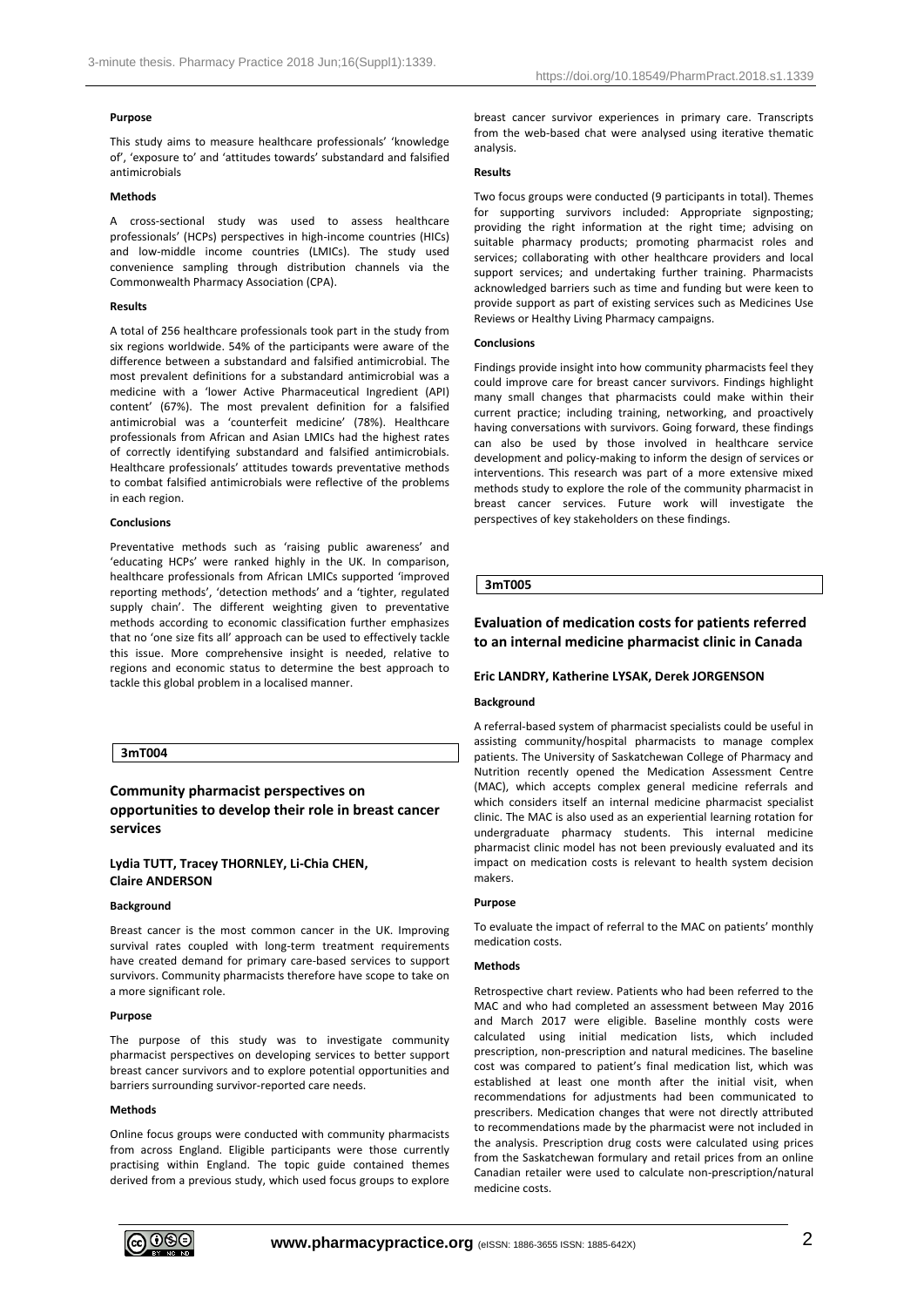#### Purpose

This study aims to measure healthcare professionals' 'knowledge of', 'exposure to' and 'attitudes towards' substandard and falsified antimicrobials

#### Methods

A cross-sectional study was used to assess healthcare professionals' (HCPs) perspectives in high-income countries (HICs) and low-middle income countries (LMICs). The study used convenience sampling through distribution channels via the Commonwealth Pharmacy Association (CPA).

#### Results

A total of 256 healthcare professionals took part in the study from six regions worldwide. 54% of the participants were aware of the difference between a substandard and falsified antimicrobial. The most prevalent definitions for a substandard antimicrobial was a medicine with a 'lower Active Pharmaceutical Ingredient (API) content' (67%). The most prevalent definition for a falsified antimicrobial was a 'counterfeit medicine' (78%). Healthcare professionals from African and Asian LMICs had the highest rates of correctly identifying substandard and falsified antimicrobials. Healthcare professionals' attitudes towards preventative methods to combat falsified antimicrobials were reflective of the problems in each region.

#### Conclusions

Preventative methods such as 'raising public awareness' and 'educating HCPs' were ranked highly in the UK. In comparison, healthcare professionals from African LMICs supported 'improved reporting methods', 'detection methods' and a 'tighter, regulated supply chain'. The different weighting given to preventative methods according to economic classification further emphasizes that no 'one size fits all' approach can be used to effectively tackle this issue. More comprehensive insight is needed, relative to regions and economic status to determine the best approach to tackle this global problem in a localised manner.

## 3mT004

### Community pharmacist perspectives on opportunities to develop their role in breast cancer services

**Lydia TUTT, Tracey THORNLEY, Li-Chia CHEN, Claire ANDERSON**

#### Background

Breast cancer is the most common cancer in the UK. Improving survival rates coupled with long-term treatment requirements have created demand for primary care-based services to support survivors. Community pharmacists therefore have scope to take on a more significant role.

#### Purpose

The purpose of this study was to investigate community pharmacist perspectives on developing services to better support breast cancer survivors and to explore potential opportunities and barriers surrounding survivor-reported care needs.

#### Methods

Online focus groups were conducted with community pharmacists from across England. Eligible participants were those currently practising within England. The topic guide contained themes derived from a previous study, which used focus groups to explore breast cancer survivor experiences in primary care. Transcripts from the web-based chat were analysed using iterative thematic analysis.

#### Results

Two focus groups were conducted (9 participants in total). Themes for supporting survivors included: Appropriate signposting; providing the right information at the right time; advising on suitable pharmacy products; promoting pharmacist roles and services; collaborating with other healthcare providers and local support services; and undertaking further training. Pharmacists acknowledged barriers such as time and funding but were keen to provide support as part of existing services such as Medicines Use Reviews or Healthy Living Pharmacy campaigns.

#### Conclusions

Findings provide insight into how community pharmacists feel they could improve care for breast cancer survivors. Findings highlight many small changes that pharmacists could make within their current practice; including training, networking, and proactively having conversations with survivors. Going forward, these findings can also be used by those involved in healthcare service development and policy-making to inform the design of services or interventions. This research was part of a more extensive mixed methods study to explore the role of the community pharmacist in breast cancer services. Future work will investigate the perspectives of key stakeholders on these findings.

## 3mT005

### Evaluation of medication costs for patients referred to an internal medicine pharmacist clinic in Canada

**Eric LANDRY, Katherine LYSAK, Derek JORGENSON**

#### Background

A referral-based system of pharmacist specialists could be useful in assisting community/hospital pharmacists to manage complex patients. The University of Saskatchewan College of Pharmacy and Nutrition recently opened the Medication Assessment Centre (MAC), which accepts complex general medicine referrals and which considers itself an internal medicine pharmacist specialist clinic. The MAC is also used as an experiential learning rotation for undergraduate pharmacy students. This internal medicine pharmacist clinic model has not been previously evaluated and its impact on medication costs is relevant to health system decision makers.

#### Purpose

To evaluate the impact of referral to the MAC on patients' monthly medication costs.

#### Methods

Retrospective chart review. Patients who had been referred to the MAC and who had completed an assessment between May 2016 and March 2017 were eligible. Baseline monthly costs were calculated using initial medication lists, which included prescription, non-prescription and natural medicines. The baseline cost was compared to patient's final medication list, which was established at least one month after the initial visit, when recommendations for adjustments had been communicated to prescribers. Medication changes that were not directly attributed to recommendations made by the pharmacist were not included in the analysis. Prescription drug costs were calculated using prices from the Saskatchewan formulary and retail prices from an online Canadian retailer were used to calculate non-prescription/natural medicine costs.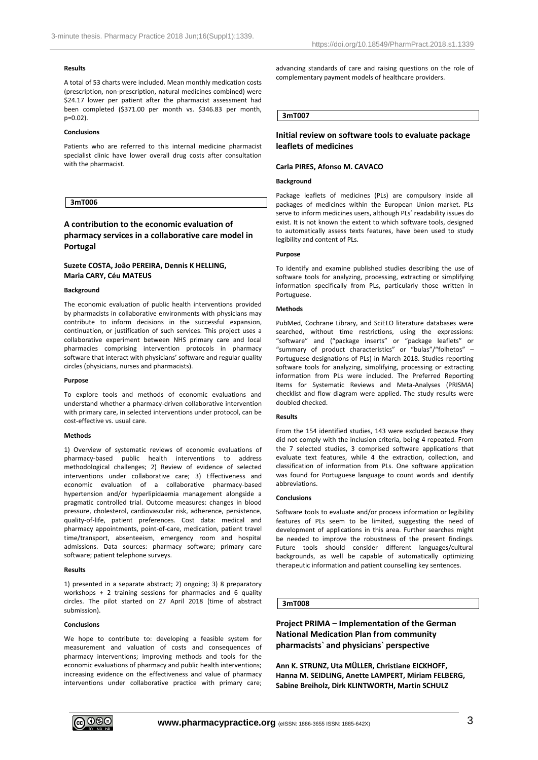#### Results

A total of 53 charts were included. Mean monthly medication costs (prescription, non-prescription, natural medicines combined) were $24.17 lower per patient after the pharmacist assessment had been completed ($371.00 per month vs. $346.83 per month, p=0.02).

#### Conclusions

Patients who are referred to this internal medicine pharmacist specialist clinic have lower overall drug costs after consultation with the pharmacist.

**3mT006**

## A contribution to the economic evaluation of pharmacy services in a collaborative care model in Portugal

**Suzete COSTA, João PEREIRA, Dennis K HELLING, Maria CARY, Céu MATEUS**

#### Background

The economic evaluation of public health interventions provided by pharmacists in collaborative environments with physicians may contribute to inform decisions in the successful expansion, continuation, or justification of such services. This project uses a collaborative experiment between NHS primary care and local pharmacies comprising intervention protocols in pharmacy software that interact with physicians' software and regular quality circles (physicians, nurses and pharmacists).

#### Purpose

To explore tools and methods of economic evaluations and understand whether a pharmacy-driven collaborative intervention with primary care, in selected interventions under protocol, can be cost-effective vs. usual care.

#### Methods

1) Overview of systematic reviews of economic evaluations of pharmacy-based public health interventions to address methodological challenges; 2) Review of evidence of selected interventions under collaborative care; 3) Effectiveness and economic evaluation of a collaborative pharmacy-based hypertension and/or hyperlipidaemia management alongside a pragmatic controlled trial. Outcome measures: changes in blood pressure, cholesterol, cardiovascular risk, adherence, persistence, quality-of-life, patient preferences. Cost data: medical and pharmacy appointments, point-of-care, medication, patient travel time/transport, absenteeism, emergency room and hospital admissions. Data sources: pharmacy software; primary care software; patient telephone surveys.

#### Results

1) presented in a separate abstract; 2) ongoing; 3) 8 preparatory workshops + 2 training sessions for pharmacies and 6 quality circles. The pilot started on 27 April 2018 (time of abstract submission).

#### Conclusions

We hope to contribute to: developing a feasible system for measurement and valuation of costs and consequences of pharmacy interventions; improving methods and tools for the economic evaluations of pharmacy and public health interventions; increasing evidence on the effectiveness and value of pharmacy interventions under collaborative practice with primary care; advancing standards of care and raising questions on the role of complementary payment models of healthcare providers.

**3mT007**

## Initial review on software tools to evaluate package leaflets of medicines

**Carla PIRES, Afonso M. CAVACO**

#### Background

Package leaflets of medicines (PLs) are compulsory inside all packages of medicines within the European Union market. PLs serve to inform medicines users, although PLs' readability issues do exist. It is not known the extent to which software tools, designed to automatically assess texts features, have been used to study legibility and content of PLs.

#### Purpose

To identify and examine published studies describing the use of software tools for analyzing, processing, extracting or simplifying information specifically from PLs, particularly those written in Portuguese.

#### Methods

PubMed, Cochrane Library, and SciELO literature databases were searched, without time restrictions, using the expressions: "software" and ("package inserts" or "package leaflets" or "summary of product characteristics" or "bulas"/"folhetos" – Portuguese designations of PLs) in March 2018. Studies reporting software tools for analyzing, simplifying, processing or extracting information from PLs were included. The Preferred Reporting Items for Systematic Reviews and Meta-Analyses (PRISMA) checklist and flow diagram were applied. The study results were doubled checked.

#### Results

From the 154 identified studies, 143 were excluded because they did not comply with the inclusion criteria, being 4 repeated. From the 7 selected studies, 3 comprised software applications that evaluate text features, while 4 the extraction, collection, and classification of information from PLs. One software application was found for Portuguese language to count words and identify abbreviations.

#### Conclusions

Software tools to evaluate and/or process information or legibility features of PLs seem to be limited, suggesting the need of development of applications in this area. Further searches might be needed to improve the robustness of the present findings. Future tools should consider different languages/cultural backgrounds, as well be capable of automatically optimizing therapeutic information and patient counselling key sentences.

**3mT008**

## Project PRIMA – Implementation of the German National Medication Plan from community pharmacists` and physicians` perspective

**Ann K. STRUNZ, Uta MÜLLER, Christiane EICKHOFF, Hanna M. SEIDLING, Anette LAMPERT, Miriam FELBERG, Sabine Breiholz, Dirk KLINTWORTH, Martin SCHULZ**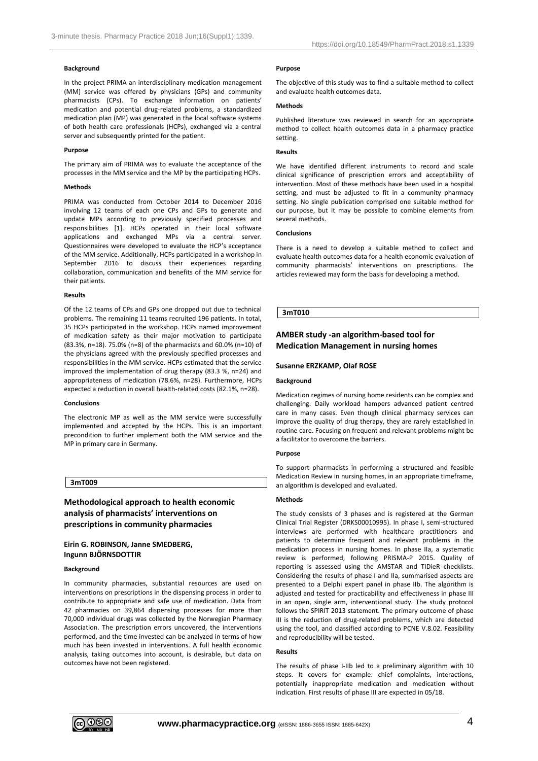#### Background

In the project PRIMA an interdisciplinary medication management (MM) service was offered by physicians (GPs) and community pharmacists (CPs). To exchange information on patients' medication and potential drug-related problems, a standardized medication plan (MP) was generated in the local software systems of both health care professionals (HCPs), exchanged via a central server and subsequently printed for the patient.

#### Purpose

The primary aim of PRIMA was to evaluate the acceptance of the processes in the MM service and the MP by the participating HCPs.

#### Methods

PRIMA was conducted from October 2014 to December 2016 involving 12 teams of each one CPs and GPs to generate and update MPs according to previously specified processes and responsibilities [1]. HCPs operated in their local software applications and exchanged MPs via a central server. Questionnaires were developed to evaluate the HCP's acceptance of the MM service. Additionally, HCPs participated in a workshop in September 2016 to discuss their experiences regarding collaboration, communication and benefits of the MM service for their patients.

#### Results

Of the 12 teams of CPs and GPs one dropped out due to technical problems. The remaining 11 teams recruited 196 patients. In total, 35 HCPs participated in the workshop. HCPs named improvement of medication safety as their major motivation to participate (83.3%, n=18). 75.0% (n=8) of the pharmacists and 60.0% (n=10) of the physicians agreed with the previously specified processes and responsibilities in the MM service. HCPs estimated that the service improved the implementation of drug therapy (83.3 %, n=24) and appropriateness of medication (78.6%, n=28). Furthermore, HCPs expected a reduction in overall health-related costs (82.1%, n=28).

#### Conclusions

The electronic MP as well as the MM service were successfully implemented and accepted by the HCPs. This is an important precondition to further implement both the MM service and the MP in primary care in Germany.

## 3mT009

## Methodological approach to health economic analysis of pharmacists' interventions on prescriptions in community pharmacies

**Eirin G. ROBINSON, Janne SMEDBERG, Ingunn BJÖRNSDOTTIR**

#### Background

In community pharmacies, substantial resources are used on interventions on prescriptions in the dispensing process in order to contribute to appropriate and safe use of medication. Data from 42 pharmacies on 39,864 dispensing processes for more than 70,000 individual drugs was collected by the Norwegian Pharmacy Association. The prescription errors uncovered, the interventions performed, and the time invested can be analyzed in terms of how much has been invested in interventions. A full health economic analysis, taking outcomes into account, is desirable, but data on outcomes have not been registered.

#### Purpose

The objective of this study was to find a suitable method to collect and evaluate health outcomes data.

#### Methods

Published literature was reviewed in search for an appropriate method to collect health outcomes data in a pharmacy practice setting.

#### Results

We have identified different instruments to record and scale clinical significance of prescription errors and acceptability of intervention. Most of these methods have been used in a hospital setting, and must be adjusted to fit in a community pharmacy setting. No single publication comprised one suitable method for our purpose, but it may be possible to combine elements from several methods.

#### Conclusions

There is a need to develop a suitable method to collect and evaluate health outcomes data for a health economic evaluation of community pharmacists' interventions on prescriptions. The articles reviewed may form the basis for developing a method.

## 3mT010

## AMBER study -an algorithm-based tool for Medication Management in nursing homes

**Susanne ERZKAMP, Olaf ROSE**

#### Background

Medication regimes of nursing home residents can be complex and challenging. Daily workload hampers advanced patient centred care in many cases. Even though clinical pharmacy services can improve the quality of drug therapy, they are rarely established in routine care. Focusing on frequent and relevant problems might be a facilitator to overcome the barriers.

#### Purpose

To support pharmacists in performing a structured and feasible Medication Review in nursing homes, in an appropriate timeframe, an algorithm is developed and evaluated.

#### Methods

The study consists of 3 phases and is registered at the German Clinical Trial Register (DRKS00010995). In phase I, semi-structured interviews are performed with healthcare practitioners and patients to determine frequent and relevant problems in the medication process in nursing homes. In phase IIa, a systematic review is performed, following PRISMA-P 2015. Quality of reporting is assessed using the AMSTAR and TIDieR checklists. Considering the results of phase I and IIa, summarised aspects are presented to a Delphi expert panel in phase IIb. The algorithm is adjusted and tested for practicability and effectiveness in phase III in an open, single arm, interventional study. The study protocol follows the SPIRIT 2013 statement. The primary outcome of phase III is the reduction of drug-related problems, which are detected using the tool, and classified according to PCNE V.8.02. Feasibility and reproducibility will be tested.

#### Results

The results of phase I-IIb led to a preliminary algorithm with 10 steps. It covers for example: chief complaints, interactions, potentially inappropriate medication and medication without indication. First results of phase III are expected in 05/18.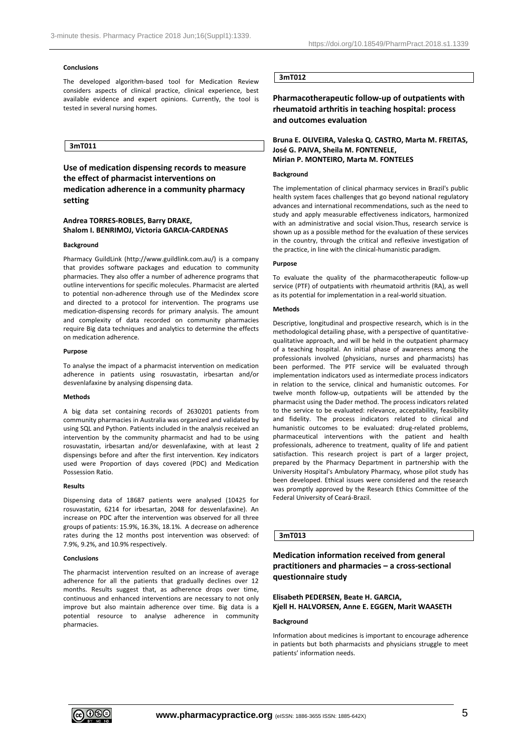### Conclusions

The developed algorithm-based tool for Medication Review considers aspects of clinical practice, clinical experience, best available evidence and expert opinions. Currently, the tool is tested in several nursing homes.

**3mT011**

## Use of medication dispensing records to measure the effect of pharmacist interventions on medication adherence in a community pharmacy setting

**Andrea TORRES-ROBLES, Barry DRAKE, Shalom I. BENRIMOJ, Victoria GARCIA-CARDENAS**

### Background

Pharmacy GuildLink (http://www.guildlink.com.au/) is a company that provides software packages and education to community pharmacies. They also offer a number of adherence programs that outline interventions for specific molecules. Pharmacist are alerted to potential non-adherence through use of the Medindex score and directed to a protocol for intervention. The programs use medication-dispensing records for primary analysis. The amount and complexity of data recorded on community pharmacies require Big data techniques and analytics to determine the effects on medication adherence.

### Purpose

To analyse the impact of a pharmacist intervention on medication adherence in patients using rosuvastatin, irbesartan and/or desvenlafaxine by analysing dispensing data.

### Methods

A big data set containing records of 2630201 patients from community pharmacies in Australia was organized and validated by using SQL and Python. Patients included in the analysis received an intervention by the community pharmacist and had to be using rosuvastatin, irbesartan and/or desvenlafaxine, with at least 2 dispensings before and after the first intervention. Key indicators used were Proportion of days covered (PDC) and Medication Possession Ratio.

### Results

Dispensing data of 18687 patients were analysed (10425 for rosuvastatin, 6214 for irbesartan, 2048 for desvenlafaxine). An increase on PDC after the intervention was observed for all three groups of patients: 15.9%, 16.3%, 18.1%. A decrease on adherence rates during the 12 months post intervention was observed: of 7.9%, 9.2%, and 10.9% respectively.

### Conclusions

The pharmacist intervention resulted on an increase of average adherence for all the patients that gradually declines over 12 months. Results suggest that, as adherence drops over time, continuous and enhanced interventions are necessary to not only improve but also maintain adherence over time. Big data is a potential resource to analyse adherence in community pharmacies.

**3mT012**

## Pharmacotherapeutic follow-up of outpatients with rheumatoid arthritis in teaching hospital: process and outcomes evaluation

**Bruna E. OLIVEIRA, Valeska Q. CASTRO, Marta M. FREITAS, José G. PAIVA, Sheila M. FONTENELE, Mirian P. MONTEIRO, Marta M. FONTELES**

### Background

The implementation of clinical pharmacy services in Brazil's public health system faces challenges that go beyond national regulatory advances and international recommendations, such as the need to study and apply measurable effectiveness indicators, harmonized with an administrative and social vision.Thus, research service is shown up as a possible method for the evaluation of these services in the country, through the critical and reflexive investigation of the practice, in line with the clinical-humanistic paradigm.

### Purpose

To evaluate the quality of the pharmacotherapeutic follow-up service (PTF) of outpatients with rheumatoid arthritis (RA), as well as its potential for implementation in a real-world situation.

### Methods

Descriptive, longitudinal and prospective research, which is in the methodological detailing phase, with a perspective of quantitative-qualitative approach, and will be held in the outpatient pharmacy of a teaching hospital. An initial phase of awareness among the professionals involved (physicians, nurses and pharmacists) has been performed. The PTF service will be evaluated through implementation indicators used as intermediate process indicators in relation to the service, clinical and humanistic outcomes. For twelve month follow-up, outpatients will be attended by the pharmacist using the Dader method. The process indicators related to the service to be evaluated: relevance, acceptability, feasibility and fidelity. The process indicators related to clinical and humanistic outcomes to be evaluated: drug-related problems, pharmaceutical interventions with the patient and health professionals, adherence to treatment, quality of life and patient satisfaction. This research project is part of a larger project, prepared by the Pharmacy Department in partnership with the University Hospital's Ambulatory Pharmacy, whose pilot study has been developed. Ethical issues were considered and the research was promptly approved by the Research Ethics Committee of the Federal University of Ceará-Brazil.

**3mT013**

## Medication information received from general practitioners and pharmacies – a cross-sectional questionnaire study

**Elisabeth PEDERSEN, Beate H. GARCIA, Kjell H. HALVORSEN, Anne E. EGGEN, Marit WAASETH**

### Background

Information about medicines is important to encourage adherence in patients but both pharmacists and physicians struggle to meet patients' information needs.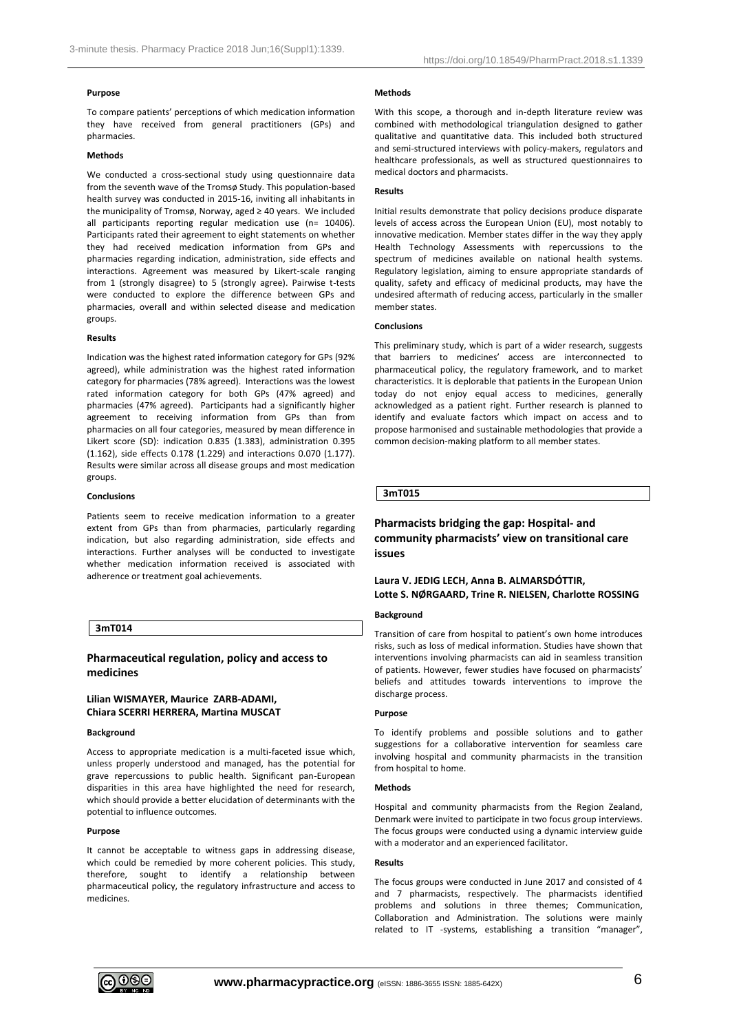#### Purpose

To compare patients' perceptions of which medication information they have received from general practitioners (GPs) and pharmacies.

#### Methods

We conducted a cross-sectional study using questionnaire data from the seventh wave of the Tromsø Study. This population-based health survey was conducted in 2015-16, inviting all inhabitants in the municipality of Tromsø, Norway, aged ≥ 40 years. We included all participants reporting regular medication use (n= 10406). Participants rated their agreement to eight statements on whether they had received medication information from GPs and pharmacies regarding indication, administration, side effects and interactions. Agreement was measured by Likert-scale ranging from 1 (strongly disagree) to 5 (strongly agree). Pairwise t-tests were conducted to explore the difference between GPs and pharmacies, overall and within selected disease and medication groups.

#### Results

Indication was the highest rated information category for GPs (92% agreed), while administration was the highest rated information category for pharmacies (78% agreed). Interactions was the lowest rated information category for both GPs (47% agreed) and pharmacies (47% agreed). Participants had a significantly higher agreement to receiving information from GPs than from pharmacies on all four categories, measured by mean difference in Likert score (SD): indication 0.835 (1.383), administration 0.395 (1.162), side effects 0.178 (1.229) and interactions 0.070 (1.177). Results were similar across all disease groups and most medication groups.

#### Conclusions

Patients seem to receive medication information to a greater extent from GPs than from pharmacies, particularly regarding indication, but also regarding administration, side effects and interactions. Further analyses will be conducted to investigate whether medication information received is associated with adherence or treatment goal achievements.

**3mT014**

## Pharmaceutical regulation, policy and access to medicines

**Lilian WISMAYER, Maurice ZARB-ADAMI, Chiara SCERRI HERRERA, Martina MUSCAT**

#### Background

Access to appropriate medication is a multi-faceted issue which, unless properly understood and managed, has the potential for grave repercussions to public health. Significant pan-European disparities in this area have highlighted the need for research, which should provide a better elucidation of determinants with the potential to influence outcomes.

#### Purpose

It cannot be acceptable to witness gaps in addressing disease, which could be remedied by more coherent policies. This study, therefore, sought to identify a relationship between pharmaceutical policy, the regulatory infrastructure and access to medicines.

#### Methods

With this scope, a thorough and in-depth literature review was combined with methodological triangulation designed to gather qualitative and quantitative data. This included both structured and semi-structured interviews with policy-makers, regulators and healthcare professionals, as well as structured questionnaires to medical doctors and pharmacists.

#### Results

Initial results demonstrate that policy decisions produce disparate levels of access across the European Union (EU), most notably to innovative medication. Member states differ in the way they apply Health Technology Assessments with repercussions to the spectrum of medicines available on national health systems. Regulatory legislation, aiming to ensure appropriate standards of quality, safety and efficacy of medicinal products, may have the undesired aftermath of reducing access, particularly in the smaller member states.

#### Conclusions

This preliminary study, which is part of a wider research, suggests that barriers to medicines' access are interconnected to pharmaceutical policy, the regulatory framework, and to market characteristics. It is deplorable that patients in the European Union today do not enjoy equal access to medicines, generally acknowledged as a patient right. Further research is planned to identify and evaluate factors which impact on access and to propose harmonised and sustainable methodologies that provide a common decision-making platform to all member states.

**3mT015**

## Pharmacists bridging the gap: Hospital- and community pharmacists' view on transitional care issues

**Laura V. JEDIG LECH, Anna B. ALMARSDÓTTIR, Lotte S. NØRGAARD, Trine R. NIELSEN, Charlotte ROSSING**

#### Background

Transition of care from hospital to patient's own home introduces risks, such as loss of medical information. Studies have shown that interventions involving pharmacists can aid in seamless transition of patients. However, fewer studies have focused on pharmacists' beliefs and attitudes towards interventions to improve the discharge process.

#### Purpose

To identify problems and possible solutions and to gather suggestions for a collaborative intervention for seamless care involving hospital and community pharmacists in the transition from hospital to home.

#### Methods

Hospital and community pharmacists from the Region Zealand, Denmark were invited to participate in two focus group interviews. The focus groups were conducted using a dynamic interview guide with a moderator and an experienced facilitator.

#### Results

The focus groups were conducted in June 2017 and consisted of 4 and 7 pharmacists, respectively. The pharmacists identified problems and solutions in three themes; Communication, Collaboration and Administration. The solutions were mainly related to IT -systems, establishing a transition "manager",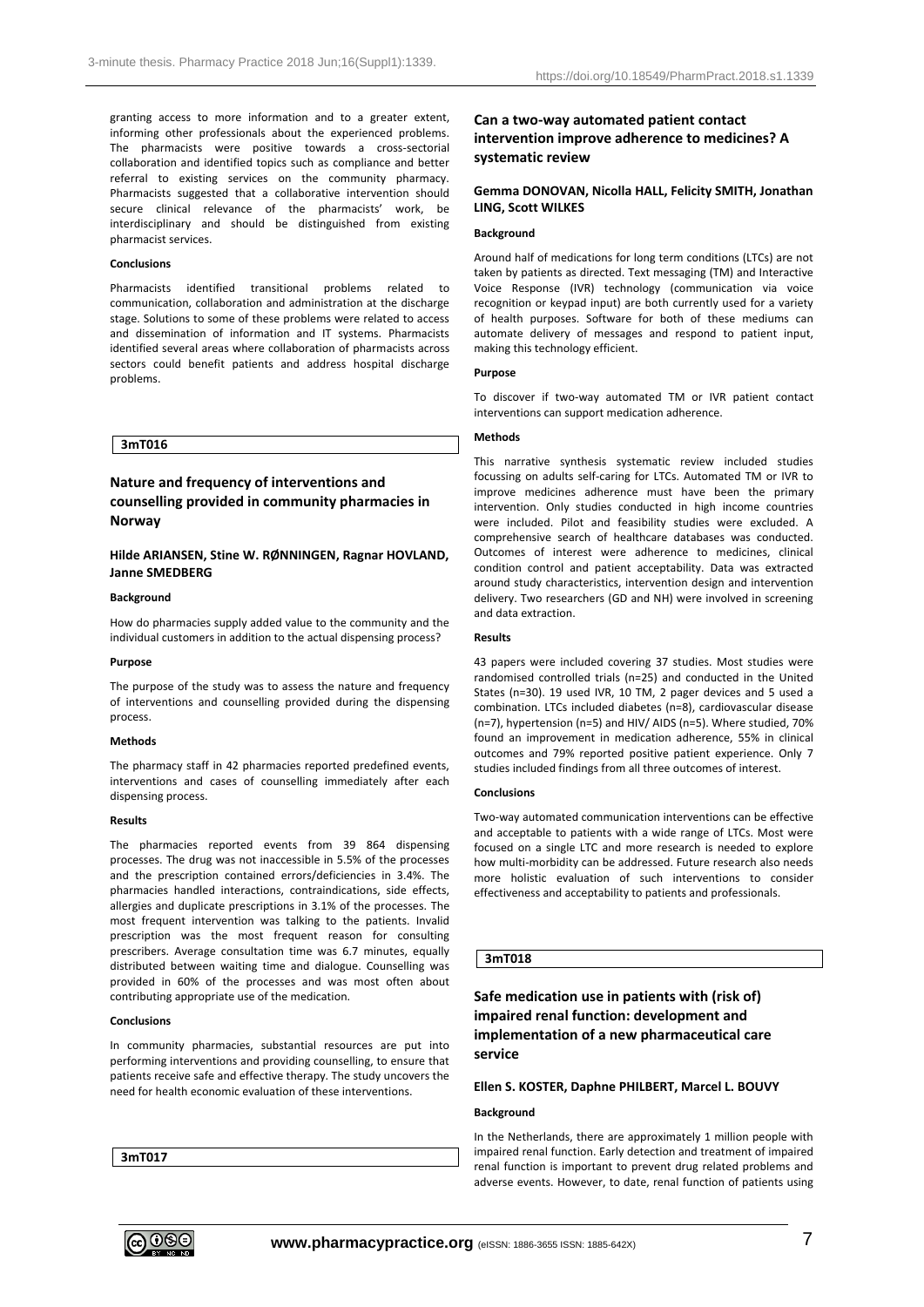granting access to more information and to a greater extent, informing other professionals about the experienced problems. The pharmacists were positive towards a cross-sectorial collaboration and identified topics such as compliance and better referral to existing services on the community pharmacy. Pharmacists suggested that a collaborative intervention should secure clinical relevance of the pharmacists' work, be interdisciplinary and should be distinguished from existing pharmacist services.

#### Conclusions

Pharmacists identified transitional problems related to communication, collaboration and administration at the discharge stage. Solutions to some of these problems were related to access and dissemination of information and IT systems. Pharmacists identified several areas where collaboration of pharmacists across sectors could benefit patients and address hospital discharge problems.

**3mT016**

## Nature and frequency of interventions and counselling provided in community pharmacies in Norway

**Hilde ARIANSEN, Stine W. RØNNINGEN, Ragnar HOVLAND, Janne SMEDBERG**

#### Background

How do pharmacies supply added value to the community and the individual customers in addition to the actual dispensing process?

#### Purpose

The purpose of the study was to assess the nature and frequency of interventions and counselling provided during the dispensing process.

#### Methods

The pharmacy staff in 42 pharmacies reported predefined events, interventions and cases of counselling immediately after each dispensing process.

#### Results

The pharmacies reported events from 39 864 dispensing processes. The drug was not inaccessible in 5.5% of the processes and the prescription contained errors/deficiencies in 3.4%. The pharmacies handled interactions, contraindications, side effects, allergies and duplicate prescriptions in 3.1% of the processes. The most frequent intervention was talking to the patients. Invalid prescription was the most frequent reason for consulting prescribers. Average consultation time was 6.7 minutes, equally distributed between waiting time and dialogue. Counselling was provided in 60% of the processes and was most often about contributing appropriate use of the medication.

#### Conclusions

In community pharmacies, substantial resources are put into performing interventions and providing counselling, to ensure that patients receive safe and effective therapy. The study uncovers the need for health economic evaluation of these interventions.

**3mT017**

## Can a two-way automated patient contact intervention improve adherence to medicines? A systematic review

**Gemma DONOVAN, Nicolla HALL, Felicity SMITH, Jonathan LING, Scott WILKES**

#### Background

Around half of medications for long term conditions (LTCs) are not taken by patients as directed. Text messaging (TM) and Interactive Voice Response (IVR) technology (communication via voice recognition or keypad input) are both currently used for a variety of health purposes. Software for both of these mediums can automate delivery of messages and respond to patient input, making this technology efficient.

#### Purpose

To discover if two-way automated TM or IVR patient contact interventions can support medication adherence.

#### Methods

This narrative synthesis systematic review included studies focussing on adults self-caring for LTCs. Automated TM or IVR to improve medicines adherence must have been the primary intervention. Only studies conducted in high income countries were included. Pilot and feasibility studies were excluded. A comprehensive search of healthcare databases was conducted. Outcomes of interest were adherence to medicines, clinical condition control and patient acceptability. Data was extracted around study characteristics, intervention design and intervention delivery. Two researchers (GD and NH) were involved in screening and data extraction.

#### Results

43 papers were included covering 37 studies. Most studies were randomised controlled trials (n=25) and conducted in the United States (n=30). 19 used IVR, 10 TM, 2 pager devices and 5 used a combination. LTCs included diabetes (n=8), cardiovascular disease (n=7), hypertension (n=5) and HIV/ AIDS (n=5). Where studied, 70% found an improvement in medication adherence, 55% in clinical outcomes and 79% reported positive patient experience. Only 7 studies included findings from all three outcomes of interest.

#### Conclusions

Two-way automated communication interventions can be effective and acceptable to patients with a wide range of LTCs. Most were focused on a single LTC and more research is needed to explore how multi-morbidity can be addressed. Future research also needs more holistic evaluation of such interventions to consider effectiveness and acceptability to patients and professionals.

**3mT018**

## Safe medication use in patients with (risk of) impaired renal function: development and implementation of a new pharmaceutical care service

**Ellen S. KOSTER, Daphne PHILBERT, Marcel L. BOUVY**

#### Background

In the Netherlands, there are approximately 1 million people with impaired renal function. Early detection and treatment of impaired renal function is important to prevent drug related problems and adverse events. However, to date, renal function of patients using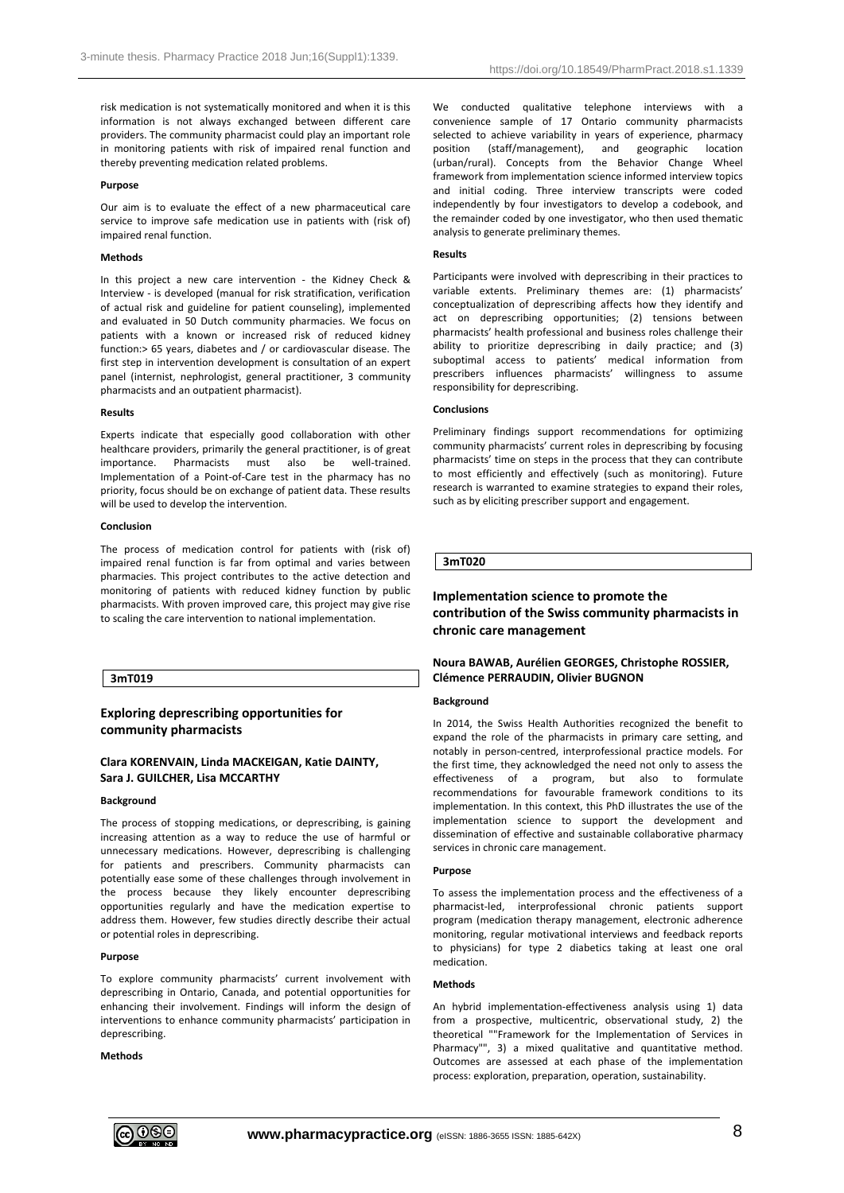risk medication is not systematically monitored and when it is this information is not always exchanged between different care providers. The community pharmacist could play an important role in monitoring patients with risk of impaired renal function and thereby preventing medication related problems.

#### Purpose

Our aim is to evaluate the effect of a new pharmaceutical care service to improve safe medication use in patients with (risk of) impaired renal function.

#### Methods

In this project a new care intervention - the Kidney Check & Interview - is developed (manual for risk stratification, verification of actual risk and guideline for patient counseling), implemented and evaluated in 50 Dutch community pharmacies. We focus on patients with a known or increased risk of reduced kidney function:> 65 years, diabetes and / or cardiovascular disease. The first step in intervention development is consultation of an expert panel (internist, nephrologist, general practitioner, 3 community pharmacists and an outpatient pharmacist).

#### Results

Experts indicate that especially good collaboration with other healthcare providers, primarily the general practitioner, is of great importance. Pharmacists must also be well-trained. Implementation of a Point-of-Care test in the pharmacy has no priority, focus should be on exchange of patient data. These results will be used to develop the intervention.

#### Conclusion

The process of medication control for patients with (risk of) impaired renal function is far from optimal and varies between pharmacies. This project contributes to the active detection and monitoring of patients with reduced kidney function by public pharmacists. With proven improved care, this project may give rise to scaling the care intervention to national implementation.

**3mT019**

## Exploring deprescribing opportunities for community pharmacists

**Clara KORENVAIN, Linda MACKEIGAN, Katie DAINTY, Sara J. GUILCHER, Lisa MCCARTHY**

#### Background

The process of stopping medications, or deprescribing, is gaining increasing attention as a way to reduce the use of harmful or unnecessary medications. However, deprescribing is challenging for patients and prescribers. Community pharmacists can potentially ease some of these challenges through involvement in the process because they likely encounter deprescribing opportunities regularly and have the medication expertise to address them. However, few studies directly describe their actual or potential roles in deprescribing.

#### Purpose

To explore community pharmacists' current involvement with deprescribing in Ontario, Canada, and potential opportunities for enhancing their involvement. Findings will inform the design of interventions to enhance community pharmacists' participation in deprescribing.

#### Methods

We conducted qualitative telephone interviews with a convenience sample of 17 Ontario community pharmacists selected to achieve variability in years of experience, pharmacy position (staff/management), and geographic location (urban/rural). Concepts from the Behavior Change Wheel framework from implementation science informed interview topics and initial coding. Three interview transcripts were coded independently by four investigators to develop a codebook, and the remainder coded by one investigator, who then used thematic analysis to generate preliminary themes.

#### Results

Participants were involved with deprescribing in their practices to variable extents. Preliminary themes are: (1) pharmacists' conceptualization of deprescribing affects how they identify and act on deprescribing opportunities; (2) tensions between pharmacists' health professional and business roles challenge their ability to prioritize deprescribing in daily practice; and (3) suboptimal access to patients' medical information from prescribers influences pharmacists' willingness to assume responsibility for deprescribing.

#### Conclusions

Preliminary findings support recommendations for optimizing community pharmacists' current roles in deprescribing by focusing pharmacists' time on steps in the process that they can contribute to most efficiently and effectively (such as monitoring). Future research is warranted to examine strategies to expand their roles, such as by eliciting prescriber support and engagement.

**3mT020**

## Implementation science to promote the contribution of the Swiss community pharmacists in chronic care management

**Noura BAWAB, Aurélien GEORGES, Christophe ROSSIER, Clémence PERRAUDIN, Olivier BUGNON**

#### Background

In 2014, the Swiss Health Authorities recognized the benefit to expand the role of the pharmacists in primary care setting, and notably in person-centred, interprofessional practice models. For the first time, they acknowledged the need not only to assess the effectiveness of a program, but also to formulate recommendations for favourable framework conditions to its implementation. In this context, this PhD illustrates the use of the implementation science to support the development and dissemination of effective and sustainable collaborative pharmacy services in chronic care management.

#### Purpose

To assess the implementation process and the effectiveness of a pharmacist-led, interprofessional chronic patients support program (medication therapy management, electronic adherence monitoring, regular motivational interviews and feedback reports to physicians) for type 2 diabetics taking at least one oral medication.

#### Methods

An hybrid implementation-effectiveness analysis using 1) data from a prospective, multicentric, observational study, 2) the theoretical ""Framework for the Implementation of Services in Pharmacy"", 3) a mixed qualitative and quantitative method. Outcomes are assessed at each phase of the implementation process: exploration, preparation, operation, sustainability.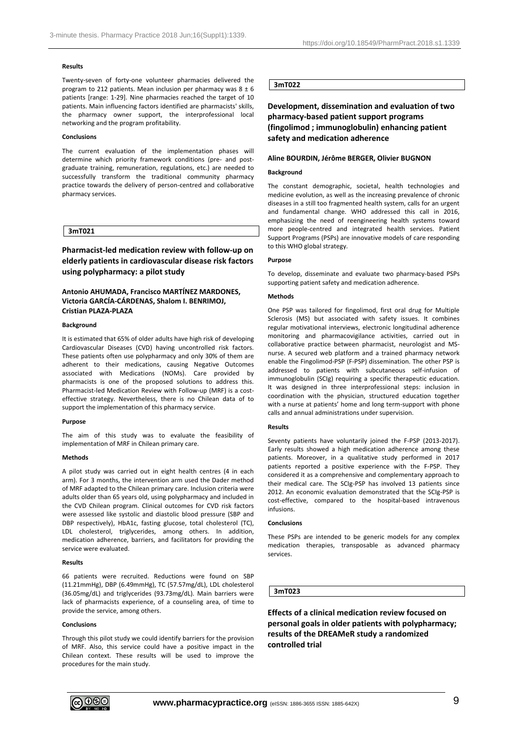**Results**

Twenty-seven of forty-one volunteer pharmacies delivered the program to 212 patients. Mean inclusion per pharmacy was 8 ± 6 patients [range: 1-29]. Nine pharmacies reached the target of 10 patients. Main influencing factors identified are pharmacists' skills, the pharmacy owner support, the interprofessional local networking and the program profitability.

**Conclusions**

The current evaluation of the implementation phases will determine which priority framework conditions (pre- and post-graduate training, remuneration, regulations, etc.) are needed to successfully transform the traditional community pharmacy practice towards the delivery of person-centred and collaborative pharmacy services.

**3mT021**

## Pharmacist-led medication review with follow-up on elderly patients in cardiovascular disease risk factors using polypharmacy: a pilot study

**Antonio AHUMADA, Francisco MARTÍNEZ MARDONES, Victoria GARCÍA-CÁRDENAS, Shalom I. BENRIMOJ, Cristian PLAZA-PLAZA**

**Background**

It is estimated that 65% of older adults have high risk of developing Cardiovascular Diseases (CVD) having uncontrolled risk factors. These patients often use polypharmacy and only 30% of them are adherent to their medications, causing Negative Outcomes associated with Medications (NOMs). Care provided by pharmacists is one of the proposed solutions to address this. Pharmacist-led Medication Review with Follow-up (MRF) is a cost-effective strategy. Nevertheless, there is no Chilean data of to support the implementation of this pharmacy service.

**Purpose**

The aim of this study was to evaluate the feasibility of implementation of MRF in Chilean primary care.

**Methods**

A pilot study was carried out in eight health centres (4 in each arm). For 3 months, the intervention arm used the Dader method of MRF adapted to the Chilean primary care. Inclusion criteria were adults older than 65 years old, using polypharmacy and included in the CVD Chilean program. Clinical outcomes for CVD risk factors were assessed like systolic and diastolic blood pressure (SBP and DBP respectively), HbA1c, fasting glucose, total cholesterol (TC), LDL cholesterol, triglycerides, among others. In addition, medication adherence, barriers, and facilitators for providing the service were evaluated.

**Results**

66 patients were recruited. Reductions were found on SBP (11.21mmHg), DBP (6.49mmHg), TC (57.57mg/dL), LDL cholesterol (36.05mg/dL) and triglycerides (93.73mg/dL). Main barriers were lack of pharmacists experience, of a counseling area, of time to provide the service, among others.

**Conclusions**

Through this pilot study we could identify barriers for the provision of MRF. Also, this service could have a positive impact in the Chilean context. These results will be used to improve the procedures for the main study.

**3mT022**

## Development, dissemination and evaluation of two pharmacy-based patient support programs (fingolimod ; immunoglobulin) enhancing patient safety and medication adherence

**Aline BOURDIN, Jérôme BERGER, Olivier BUGNON**

**Background**

The constant demographic, societal, health technologies and medicine evolution, as well as the increasing prevalence of chronic diseases in a still too fragmented health system, calls for an urgent and fundamental change. WHO addressed this call in 2016, emphasizing the need of reengineering health systems toward more people-centred and integrated health services. Patient Support Programs (PSPs) are innovative models of care responding to this WHO global strategy.

**Purpose**

To develop, disseminate and evaluate two pharmacy-based PSPs supporting patient safety and medication adherence.

**Methods**

One PSP was tailored for fingolimod, first oral drug for Multiple Sclerosis (MS) but associated with safety issues. It combines regular motivational interviews, electronic longitudinal adherence monitoring and pharmacovigilance activities, carried out in collaborative practice between pharmacist, neurologist and MS-nurse. A secured web platform and a trained pharmacy network enable the Fingolimod-PSP (F-PSP) dissemination. The other PSP is addressed to patients with subcutaneous self-infusion of immunoglobulin (SCIg) requiring a specific therapeutic education. It was designed in three interprofessional steps: inclusion in coordination with the physician, structured education together with a nurse at patients' home and long term-support with phone calls and annual administrations under supervision.

**Results**

Seventy patients have voluntarily joined the F-PSP (2013-2017). Early results showed a high medication adherence among these patients. Moreover, in a qualitative study performed in 2017 patients reported a positive experience with the F-PSP. They considered it as a comprehensive and complementary approach to their medical care. The SCIg-PSP has involved 13 patients since 2012. An economic evaluation demonstrated that the SCIg-PSP is cost-effective, compared to the hospital-based intravenous infusions.

**Conclusions**

These PSPs are intended to be generic models for any complex medication therapies, transposable as advanced pharmacy services.

**3mT023**

## Effects of a clinical medication review focused on personal goals in older patients with polypharmacy; results of the DREAMeR study a randomized controlled trial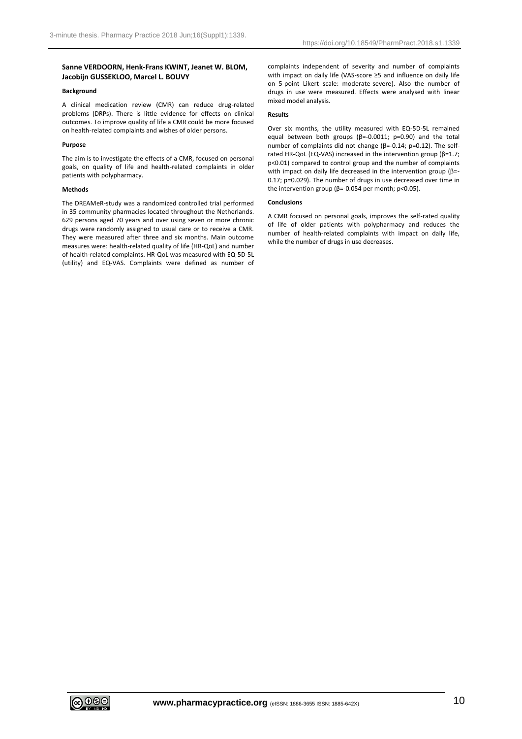**Sanne VERDOORN, Henk-Frans KWINT, Jeanet W. BLOM, Jacobijn GUSSEKLOO, Marcel L. BOUVY**

**Background**

A clinical medication review (CMR) can reduce drug-related problems (DRPs). There is little evidence for effects on clinical outcomes. To improve quality of life a CMR could be more focused on health-related complaints and wishes of older persons.

**Purpose**

The aim is to investigate the effects of a CMR, focused on personal goals, on quality of life and health-related complaints in older patients with polypharmacy.

**Methods**

The DREAMeR-study was a randomized controlled trial performed in 35 community pharmacies located throughout the Netherlands. 629 persons aged 70 years and over using seven or more chronic drugs were randomly assigned to usual care or to receive a CMR. They were measured after three and six months. Main outcome measures were: health-related quality of life (HR-QoL) and number of health-related complaints. HR-QoL was measured with EQ-5D-5L (utility) and EQ-VAS. Complaints were defined as number of complaints independent of severity and number of complaints with impact on daily life (VAS-score ≥5 and influence on daily life on 5-point Likert scale: moderate-severe). Also the number of drugs in use were measured. Effects were analysed with linear mixed model analysis.

**Results**

Over six months, the utility measured with EQ-5D-5L remained equal between both groups ($\beta=-0.0011$; $p=0.90$) and the total number of complaints did not change ($\beta=-0.14$; $p=0.12$). The self-rated HR-QoL (EQ-VAS) increased in the intervention group ($\beta=1.7$; $p<0.01$) compared to control group and the number of complaints with impact on daily life decreased in the intervention group ($\beta=-0.17$; $p=0.029$). The number of drugs in use decreased over time in the intervention group ($\beta=-0.054$ per month; $p<0.05$).

**Conclusions**

A CMR focused on personal goals, improves the self-rated quality of life of older patients with polypharmacy and reduces the number of health-related complaints with impact on daily life, while the number of drugs in use decreases.